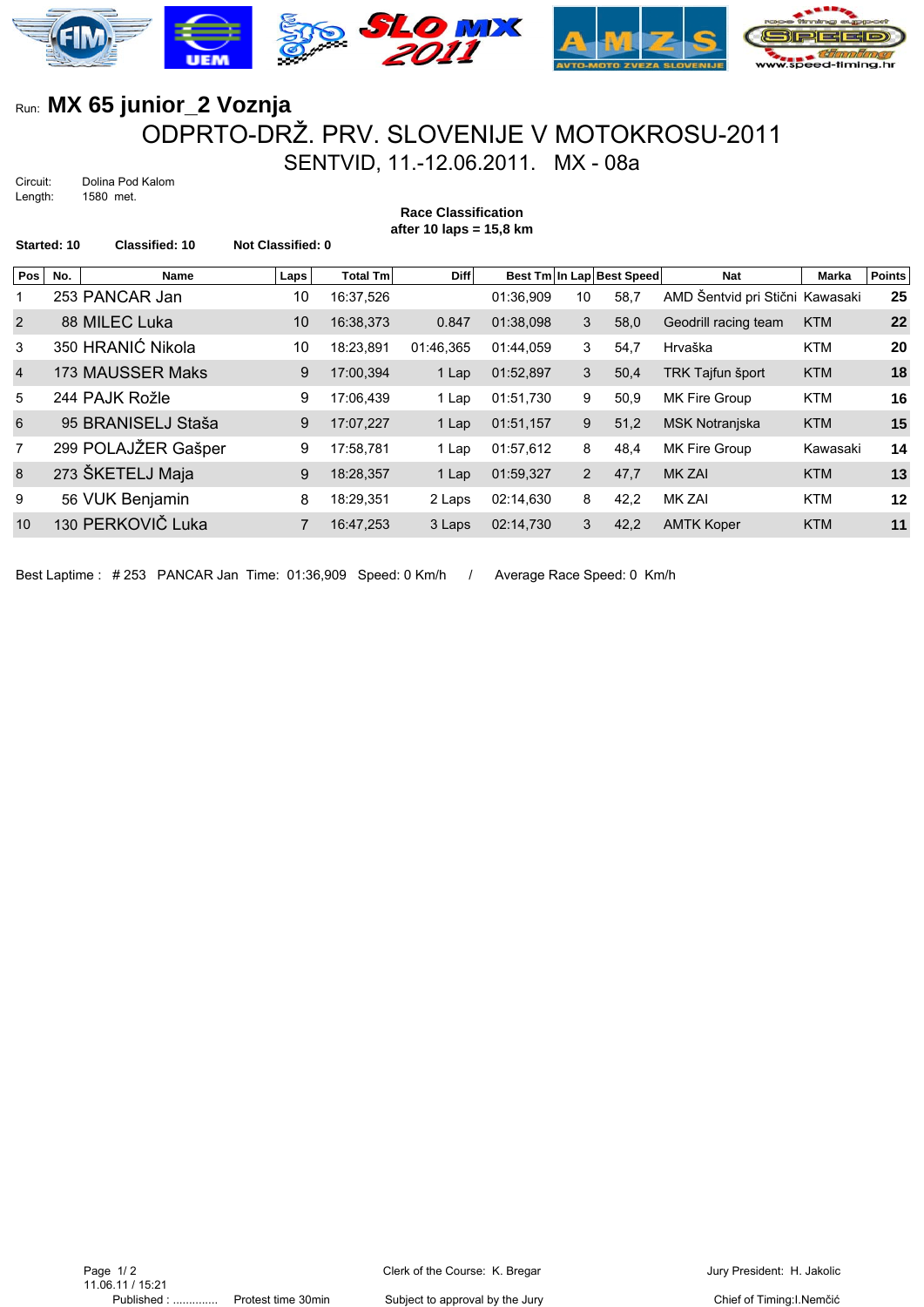Run: **MX 65 junior_2 Voznja**

# ODPRTO-DRŽ. PRV. SLOVENIJE V MOTOKROSU-2011

## SENTVID, 11.-12.06.2011. MX - 08a

Circuit: Dolina Pod Kalom
Length: 1580 met.

**Race Classification**
**after 10 laps = 15,8 km**

**Started: 10** **Classified: 10** **Not Classified: 0**

| Pos | No. | Name | Laps | Total Tm | Diff | Best Tm | In Lap | Best Speed | Nat | Marka | Points |
|---|---|---|---|---|---|---|---|---|---|---|---|
| 1 | 253 | PANCAR Jan | 10 | 16:37,526 | | 01:36,909 | 10 | 58,7 | AMD Šentvid pri Stični | Kawasaki | 25 |
| 2 | 88 | MILEC Luka | 10 | 16:38,373 | 0.847 | 01:38,098 | 3 | 58,0 | Geodrill racing team | KTM | 22 |
| 3 | 350 | HRANIĆ Nikola | 10 | 18:23,891 | 01:46,365 | 01:44,059 | 3 | 54,7 | Hrvaška | KTM | 20 |
| 4 | 173 | MAUSSER Maks | 9 | 17:00,394 | 1 Lap | 01:52,897 | 3 | 50,4 | TRK Tajfun šport | KTM | 18 |
| 5 | 244 | PAJK Rožle | 9 | 17:06,439 | 1 Lap | 01:51,730 | 9 | 50,9 | MK Fire Group | KTM | 16 |
| 6 | 95 | BRANISELJ Staša | 9 | 17:07,227 | 1 Lap | 01:51,157 | 9 | 51,2 | MSK Notranjska | KTM | 15 |
| 7 | 299 | POLAJŽER Gašper | 9 | 17:58,781 | 1 Lap | 01:57,612 | 8 | 48,4 | MK Fire Group | Kawasaki | 14 |
| 8 | 273 | ŠKETELJ Maja | 9 | 18:28,357 | 1 Lap | 01:59,327 | 2 | 47,7 | MK ZAI | KTM | 13 |
| 9 | 56 | VUK Benjamin | 8 | 18:29,351 | 2 Laps | 02:14,630 | 8 | 42,2 | MK ZAI | KTM | 12 |
| 10 | 130 | PERKOVIČ Luka | 7 | 16:47,253 | 3 Laps | 02:14,730 | 3 | 42,2 | AMTK Koper | KTM | 11 |

Best Laptime : # 253 PANCAR Jan Time: 01:36,909 Speed: 0 Km/h / Average Race Speed: 0 Km/h

11.06.11 / 15:21
Published : ............. Protest time 30min

Clerk of the Course: K. Bregar
Subject to approval by the Jury

Jury President: H. Jakolic
Chief of Timing:I.Nemčić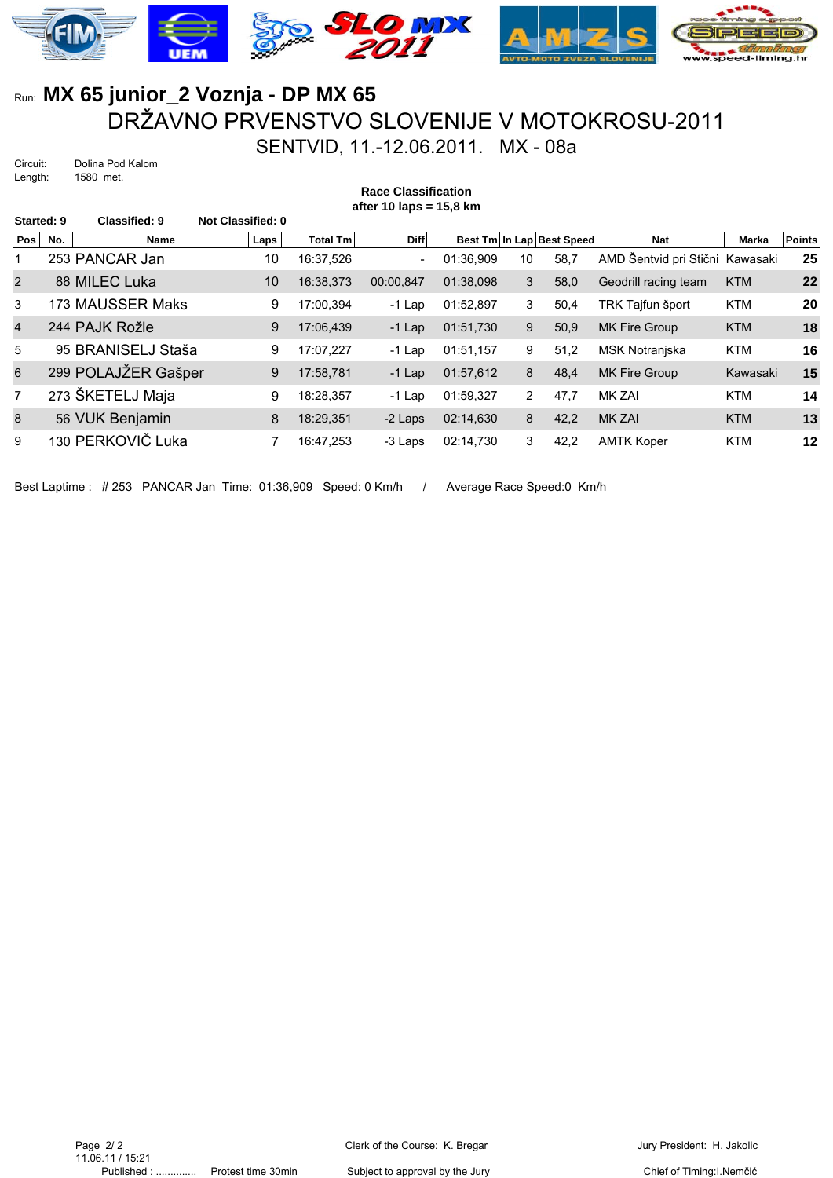Run: **MX 65 junior_2 Voznja - DP MX 65**

# DRŽAVNO PRVENSTVO SLOVENIJE V MOTOKROSU-2011

## SENTVID, 11.-12.06.2011. MX - 08a

Circuit: Dolina Pod Kalom
Length: 1580 met.

**Race Classification**
**after 10 laps = 15,8 km**

**Started: 9** **Classified: 9** **Not Classified: 0**

| Pos | No. | Name | Laps | Total Tm | Diff | Best Tm | In Lap | Best Speed | Nat | Marka | Points |
|---|---|---|---|---|---|---|---|---|---|---|---|
| 1 | 253 | PANCAR Jan | 10 | 16:37,526 | - | 01:36,909 | 10 | 58,7 | AMD Šentvid pri Stični | Kawasaki | 25 |
| 2 | 88 | MILEC Luka | 10 | 16:38,373 | 00:00,847 | 01:38,098 | 3 | 58,0 | Geodrill racing team | KTM | 22 |
| 3 | 173 | MAUSSER Maks | 9 | 17:00,394 | -1 Lap | 01:52,897 | 3 | 50,4 | TRK Tajfun šport | KTM | 20 |
| 4 | 244 | PAJK Rožle | 9 | 17:06,439 | -1 Lap | 01:51,730 | 9 | 50,9 | MK Fire Group | KTM | 18 |
| 5 | 95 | BRANISELJ Staša | 9 | 17:07,227 | -1 Lap | 01:51,157 | 9 | 51,2 | MSK Notranjska | KTM | 16 |
| 6 | 299 | POLAJŽER Gašper | 9 | 17:58,781 | -1 Lap | 01:57,612 | 8 | 48,4 | MK Fire Group | Kawasaki | 15 |
| 7 | 273 | ŠKETELJ Maja | 9 | 18:28,357 | -1 Lap | 01:59,327 | 2 | 47,7 | MK ZAI | KTM | 14 |
| 8 | 56 | VUK Benjamin | 8 | 18:29,351 | -2 Laps | 02:14,630 | 8 | 42,2 | MK ZAI | KTM | 13 |
| 9 | 130 | PERKOVIČ Luka | 7 | 16:47,253 | -3 Laps | 02:14,730 | 3 | 42,2 | AMTK Koper | KTM | 12 |

Best Laptime : # 253 PANCAR Jan Time: 01:36,909 Speed: 0 Km/h / Average Race Speed:0 Km/h

11.06.11 / 15:21
Published : ............. Protest time 30min

Clerk of the Course: K. Bregar
Subject to approval by the Jury

Jury President: H. Jakolic
Chief of Timing:I.Nemčić